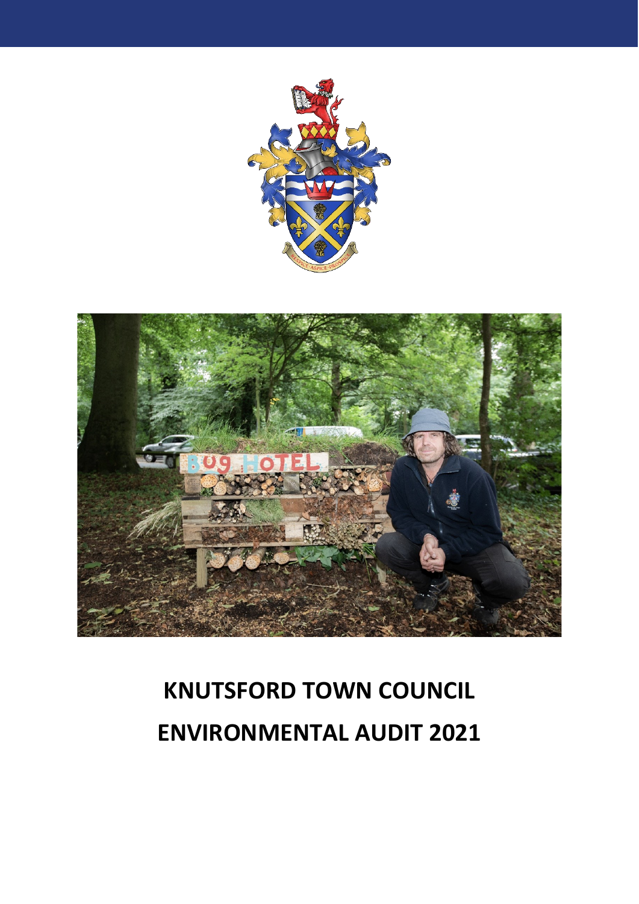# KNUTSFORD TOWN COUNCIL
# ENVIRONMENTAL AUDIT 2021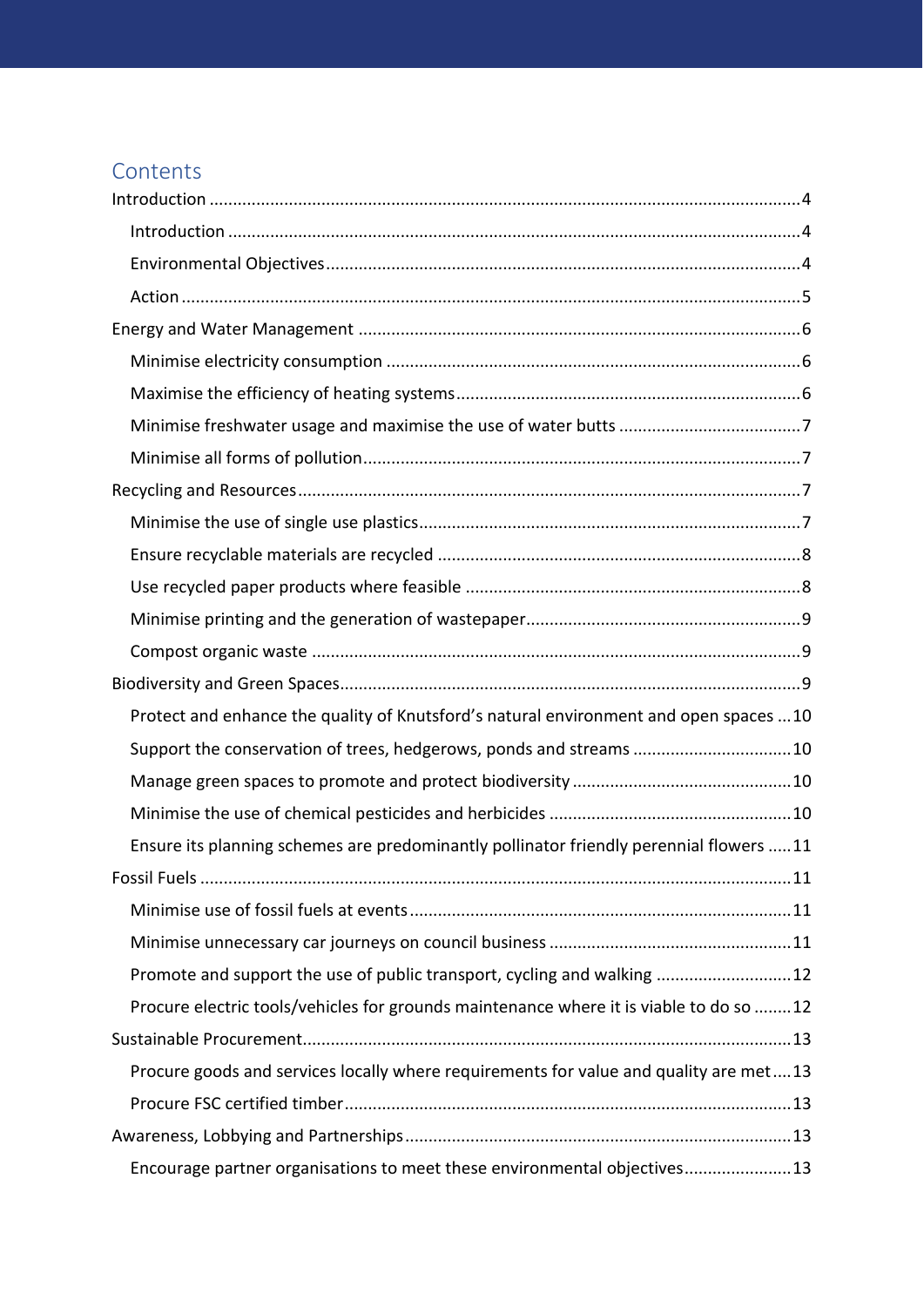# Contents

- Introduction ... 4
  - Introduction ... 4
  - Environmental Objectives ... 4
  - Action ... 5
- Energy and Water Management ... 6
  - Minimise electricity consumption ... 6
  - Maximise the efficiency of heating systems ... 6
  - Minimise freshwater usage and maximise the use of water butts ... 7
  - Minimise all forms of pollution ... 7
- Recycling and Resources ... 7
  - Minimise the use of single use plastics ... 7
  - Ensure recyclable materials are recycled ... 8
  - Use recycled paper products where feasible ... 8
  - Minimise printing and the generation of wastepaper ... 9
  - Compost organic waste ... 9
- Biodiversity and Green Spaces ... 9
  - Protect and enhance the quality of Knutsford's natural environment and open spaces ... 10
  - Support the conservation of trees, hedgerows, ponds and streams ... 10
  - Manage green spaces to promote and protect biodiversity ... 10
  - Minimise the use of chemical pesticides and herbicides ... 10
  - Ensure its planning schemes are predominantly pollinator friendly perennial flowers ... 11
- Fossil Fuels ... 11
  - Minimise use of fossil fuels at events ... 11
  - Minimise unnecessary car journeys on council business ... 11
  - Promote and support the use of public transport, cycling and walking ... 12
  - Procure electric tools/vehicles for grounds maintenance where it is viable to do so ... 12
- Sustainable Procurement ... 13
  - Procure goods and services locally where requirements for value and quality are met ... 13
  - Procure FSC certified timber ... 13
- Awareness, Lobbying and Partnerships ... 13
  - Encourage partner organisations to meet these environmental objectives ... 13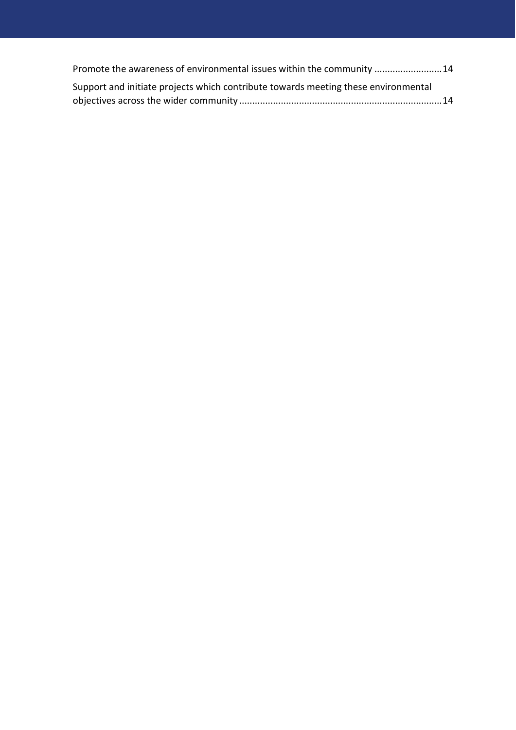Promote the awareness of environmental issues within the community ..........................14

Support and initiate projects which contribute towards meeting these environmental objectives across the wider community ..........................................................................14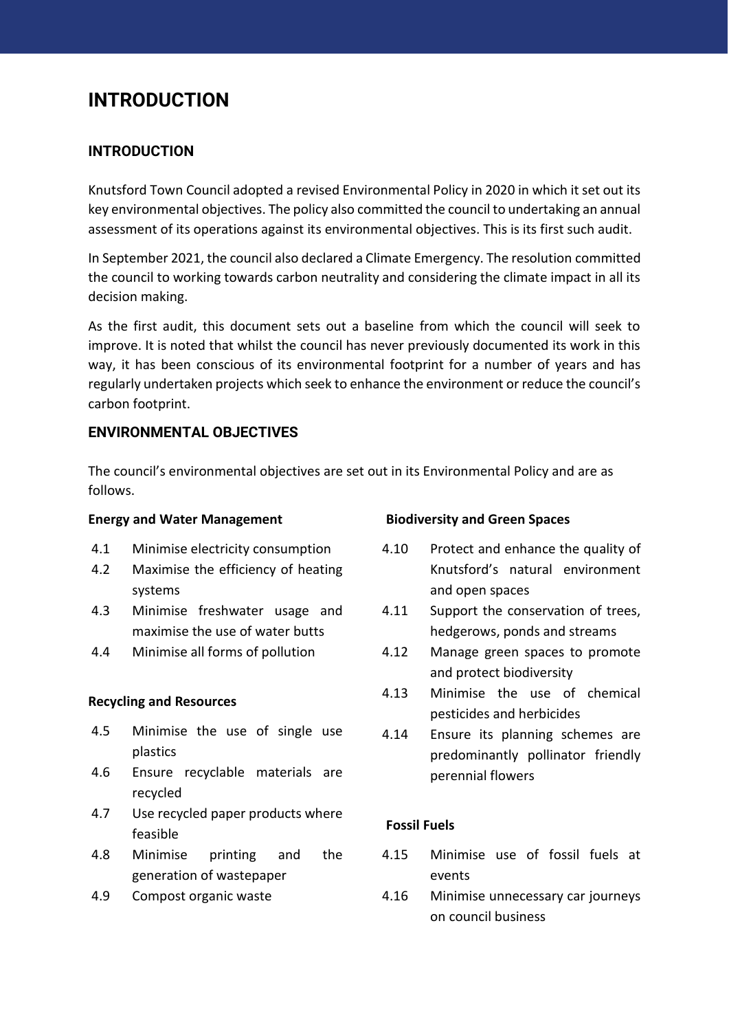# INTRODUCTION

## INTRODUCTION

Knutsford Town Council adopted a revised Environmental Policy in 2020 in which it set out its key environmental objectives. The policy also committed the council to undertaking an annual assessment of its operations against its environmental objectives. This is its first such audit.

In September 2021, the council also declared a Climate Emergency. The resolution committed the council to working towards carbon neutrality and considering the climate impact in all its decision making.

As the first audit, this document sets out a baseline from which the council will seek to improve. It is noted that whilst the council has never previously documented its work in this way, it has been conscious of its environmental footprint for a number of years and has regularly undertaken projects which seek to enhance the environment or reduce the council's carbon footprint.

## ENVIRONMENTAL OBJECTIVES

The council's environmental objectives are set out in its Environmental Policy and are as follows.

**Energy and Water Management**

- 4.1 Minimise electricity consumption
- 4.2 Maximise the efficiency of heating systems
- 4.3 Minimise freshwater usage and maximise the use of water butts
- 4.4 Minimise all forms of pollution

**Recycling and Resources**

- 4.5 Minimise the use of single use plastics
- 4.6 Ensure recyclable materials are recycled
- 4.7 Use recycled paper products where feasible
- 4.8 Minimise printing and the generation of wastepaper
- 4.9 Compost organic waste

**Biodiversity and Green Spaces**

- 4.10 Protect and enhance the quality of Knutsford's natural environment and open spaces
- 4.11 Support the conservation of trees, hedgerows, ponds and streams
- 4.12 Manage green spaces to promote and protect biodiversity
- 4.13 Minimise the use of chemical pesticides and herbicides
- 4.14 Ensure its planning schemes are predominantly pollinator friendly perennial flowers

**Fossil Fuels**

- 4.15 Minimise use of fossil fuels at events
- 4.16 Minimise unnecessary car journeys on council business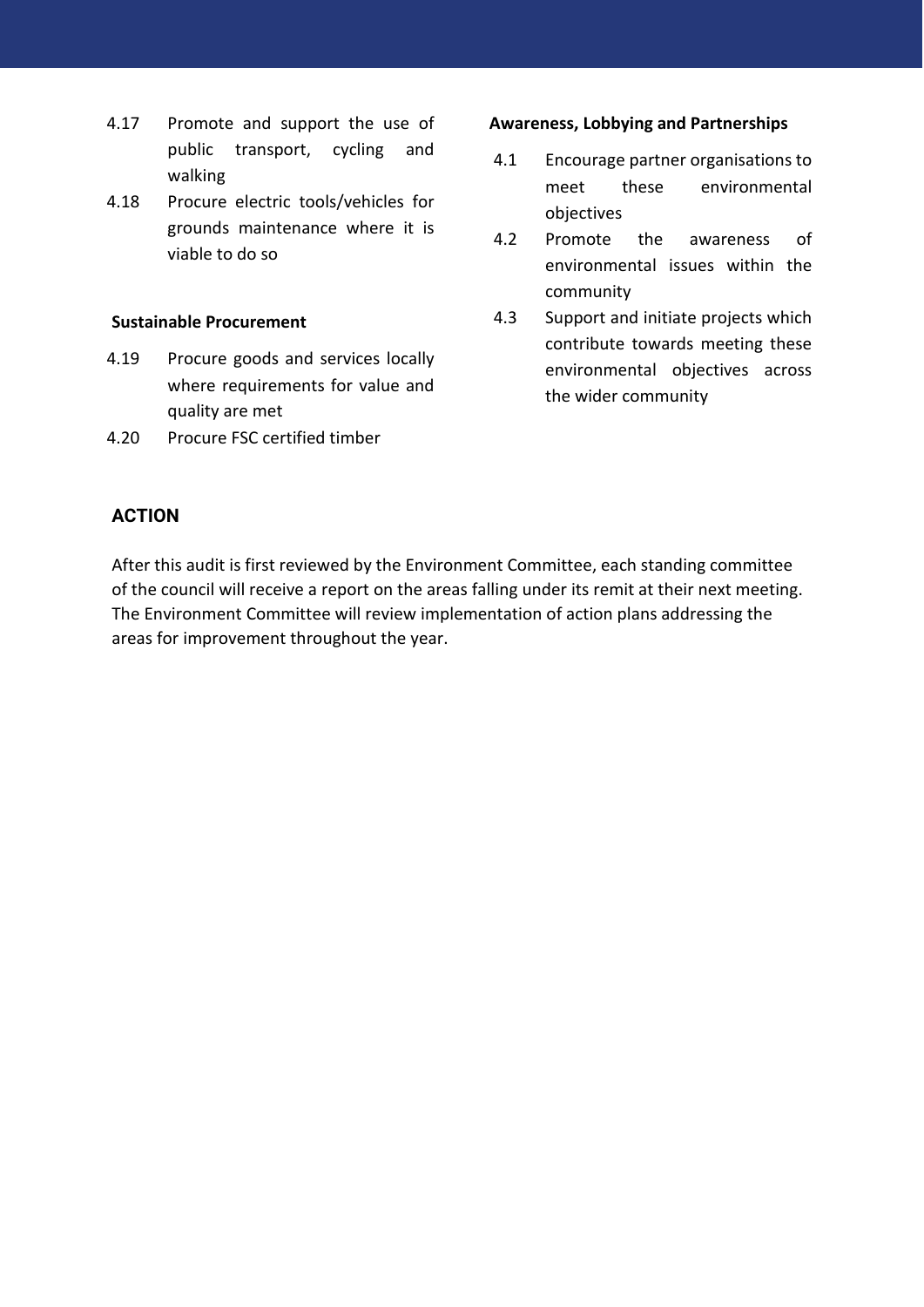4.17 Promote and support the use of public transport, cycling and walking

4.18 Procure electric tools/vehicles for grounds maintenance where it is viable to do so

**Sustainable Procurement**

4.19 Procure goods and services locally where requirements for value and quality are met

4.20 Procure FSC certified timber

**Awareness, Lobbying and Partnerships**

4.1 Encourage partner organisations to meet these environmental objectives

4.2 Promote the awareness of environmental issues within the community

4.3 Support and initiate projects which contribute towards meeting these environmental objectives across the wider community

## ACTION

After this audit is first reviewed by the Environment Committee, each standing committee of the council will receive a report on the areas falling under its remit at their next meeting. The Environment Committee will review implementation of action plans addressing the areas for improvement throughout the year.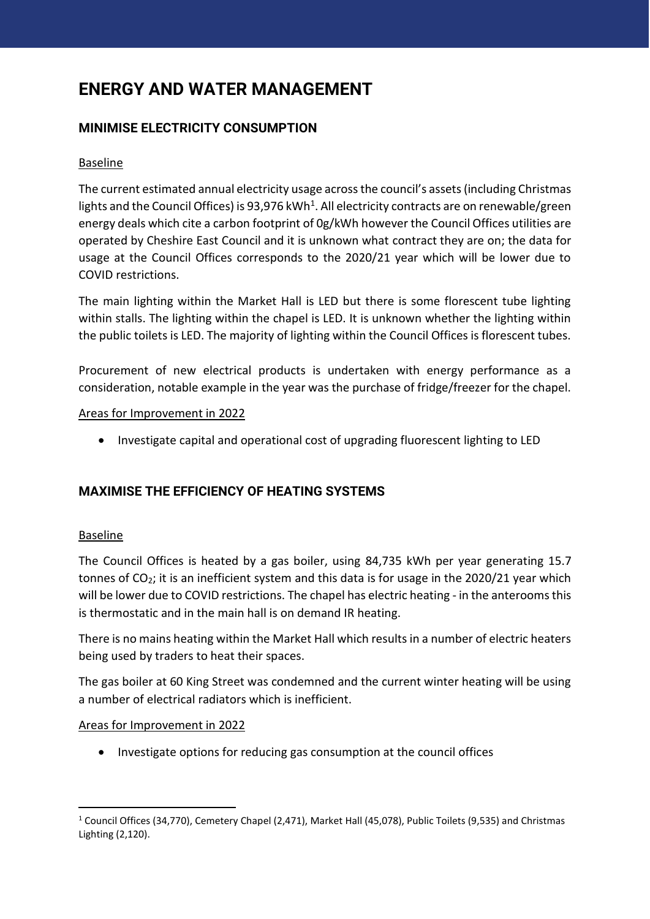# ENERGY AND WATER MANAGEMENT

## MINIMISE ELECTRICITY CONSUMPTION

Baseline

The current estimated annual electricity usage across the council's assets (including Christmas lights and the Council Offices) is 93,976 kWh[1]. All electricity contracts are on renewable/green energy deals which cite a carbon footprint of 0g/kWh however the Council Offices utilities are operated by Cheshire East Council and it is unknown what contract they are on; the data for usage at the Council Offices corresponds to the 2020/21 year which will be lower due to COVID restrictions.

The main lighting within the Market Hall is LED but there is some florescent tube lighting within stalls. The lighting within the chapel is LED. It is unknown whether the lighting within the public toilets is LED. The majority of lighting within the Council Offices is florescent tubes.

Procurement of new electrical products is undertaken with energy performance as a consideration, notable example in the year was the purchase of fridge/freezer for the chapel.

Areas for Improvement in 2022

- Investigate capital and operational cost of upgrading fluorescent lighting to LED

## MAXIMISE THE EFFICIENCY OF HEATING SYSTEMS

Baseline

The Council Offices is heated by a gas boiler, using 84,735 kWh per year generating 15.7 tonnes of $CO_2$; it is an inefficient system and this data is for usage in the 2020/21 year which will be lower due to COVID restrictions. The chapel has electric heating - in the anterooms this is thermostatic and in the main hall is on demand IR heating.

There is no mains heating within the Market Hall which results in a number of electric heaters being used by traders to heat their spaces.

The gas boiler at 60 King Street was condemned and the current winter heating will be using a number of electrical radiators which is inefficient.

Areas for Improvement in 2022

- Investigate options for reducing gas consumption at the council offices

[1] Council Offices (34,770), Cemetery Chapel (2,471), Market Hall (45,078), Public Toilets (9,535) and Christmas Lighting (2,120).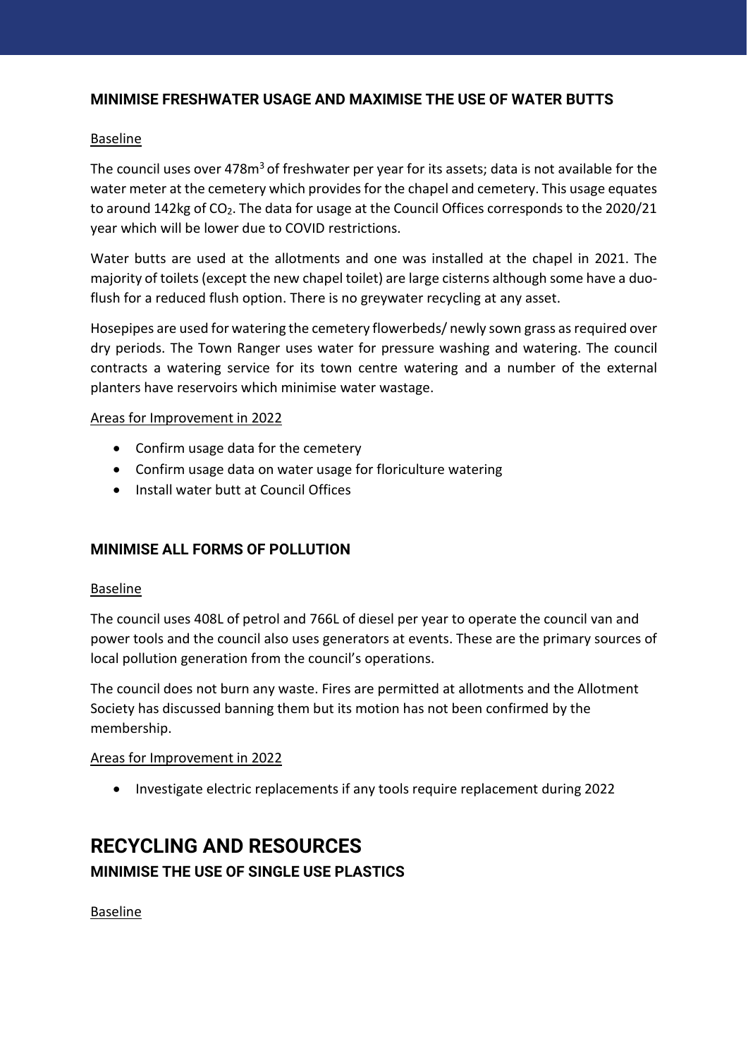### MINIMISE FRESHWATER USAGE AND MAXIMISE THE USE OF WATER BUTTS

Baseline

The council uses over 478m$^3$ of freshwater per year for its assets; data is not available for the water meter at the cemetery which provides for the chapel and cemetery. This usage equates to around 142kg of $CO_2$. The data for usage at the Council Offices corresponds to the 2020/21 year which will be lower due to COVID restrictions.

Water butts are used at the allotments and one was installed at the chapel in 2021. The majority of toilets (except the new chapel toilet) are large cisterns although some have a duo-flush for a reduced flush option. There is no greywater recycling at any asset.

Hosepipes are used for watering the cemetery flowerbeds/ newly sown grass as required over dry periods. The Town Ranger uses water for pressure washing and watering. The council contracts a watering service for its town centre watering and a number of the external planters have reservoirs which minimise water wastage.

Areas for Improvement in 2022

- Confirm usage data for the cemetery
- Confirm usage data on water usage for floriculture watering
- Install water butt at Council Offices

### MINIMISE ALL FORMS OF POLLUTION

Baseline

The council uses 408L of petrol and 766L of diesel per year to operate the council van and power tools and the council also uses generators at events. These are the primary sources of local pollution generation from the council's operations.

The council does not burn any waste. Fires are permitted at allotments and the Allotment Society has discussed banning them but its motion has not been confirmed by the membership.

Areas for Improvement in 2022

- Investigate electric replacements if any tools require replacement during 2022

## RECYCLING AND RESOURCES

### MINIMISE THE USE OF SINGLE USE PLASTICS

Baseline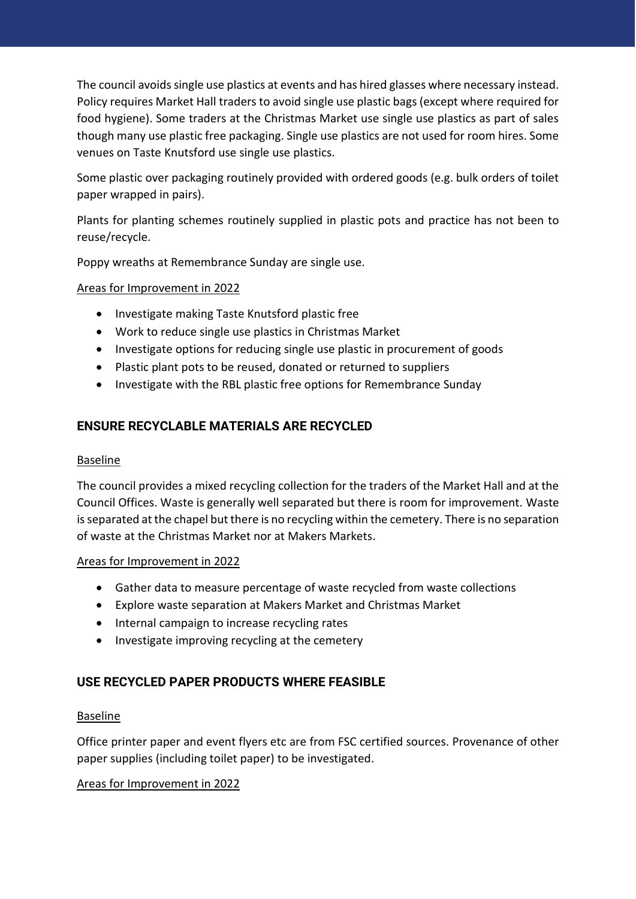The council avoids single use plastics at events and has hired glasses where necessary instead. Policy requires Market Hall traders to avoid single use plastic bags (except where required for food hygiene). Some traders at the Christmas Market use single use plastics as part of sales though many use plastic free packaging. Single use plastics are not used for room hires. Some venues on Taste Knutsford use single use plastics.

Some plastic over packaging routinely provided with ordered goods (e.g. bulk orders of toilet paper wrapped in pairs).

Plants for planting schemes routinely supplied in plastic pots and practice has not been to reuse/recycle.

Poppy wreaths at Remembrance Sunday are single use.

Areas for Improvement in 2022

- Investigate making Taste Knutsford plastic free
- Work to reduce single use plastics in Christmas Market
- Investigate options for reducing single use plastic in procurement of goods
- Plastic plant pots to be reused, donated or returned to suppliers
- Investigate with the RBL plastic free options for Remembrance Sunday

## ENSURE RECYCLABLE MATERIALS ARE RECYCLED

Baseline

The council provides a mixed recycling collection for the traders of the Market Hall and at the Council Offices. Waste is generally well separated but there is room for improvement. Waste is separated at the chapel but there is no recycling within the cemetery. There is no separation of waste at the Christmas Market nor at Makers Markets.

Areas for Improvement in 2022

- Gather data to measure percentage of waste recycled from waste collections
- Explore waste separation at Makers Market and Christmas Market
- Internal campaign to increase recycling rates
- Investigate improving recycling at the cemetery

## USE RECYCLED PAPER PRODUCTS WHERE FEASIBLE

Baseline

Office printer paper and event flyers etc are from FSC certified sources. Provenance of other paper supplies (including toilet paper) to be investigated.

Areas for Improvement in 2022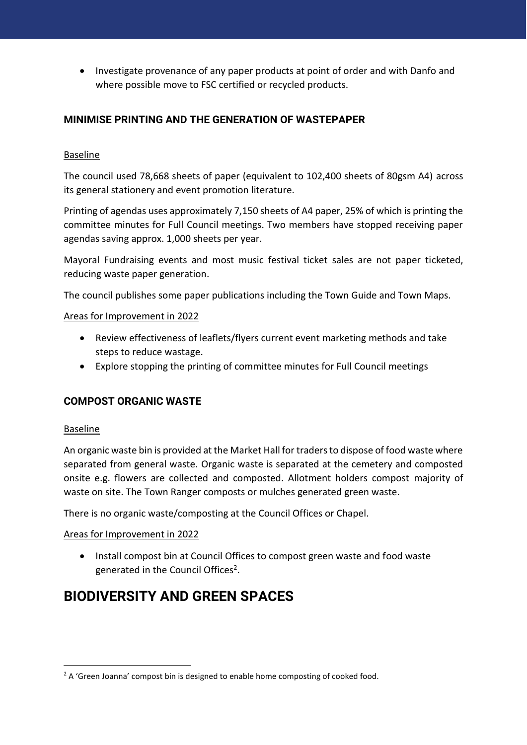- Investigate provenance of any paper products at point of order and with Danfo and where possible move to FSC certified or recycled products.

### MINIMISE PRINTING AND THE GENERATION OF WASTEPAPER

Baseline

The council used 78,668 sheets of paper (equivalent to 102,400 sheets of 80gsm A4) across its general stationery and event promotion literature.

Printing of agendas uses approximately 7,150 sheets of A4 paper, 25% of which is printing the committee minutes for Full Council meetings. Two members have stopped receiving paper agendas saving approx. 1,000 sheets per year.

Mayoral Fundraising events and most music festival ticket sales are not paper ticketed, reducing waste paper generation.

The council publishes some paper publications including the Town Guide and Town Maps.

Areas for Improvement in 2022

- Review effectiveness of leaflets/flyers current event marketing methods and take steps to reduce wastage.
- Explore stopping the printing of committee minutes for Full Council meetings

### COMPOST ORGANIC WASTE

Baseline

An organic waste bin is provided at the Market Hall for traders to dispose of food waste where separated from general waste. Organic waste is separated at the cemetery and composted onsite e.g. flowers are collected and composted. Allotment holders compost majority of waste on site. The Town Ranger composts or mulches generated green waste.

There is no organic waste/composting at the Council Offices or Chapel.

Areas for Improvement in 2022

- Install compost bin at Council Offices to compost green waste and food waste generated in the Council Offices[2].

## BIODIVERSITY AND GREEN SPACES

[2] A 'Green Joanna' compost bin is designed to enable home composting of cooked food.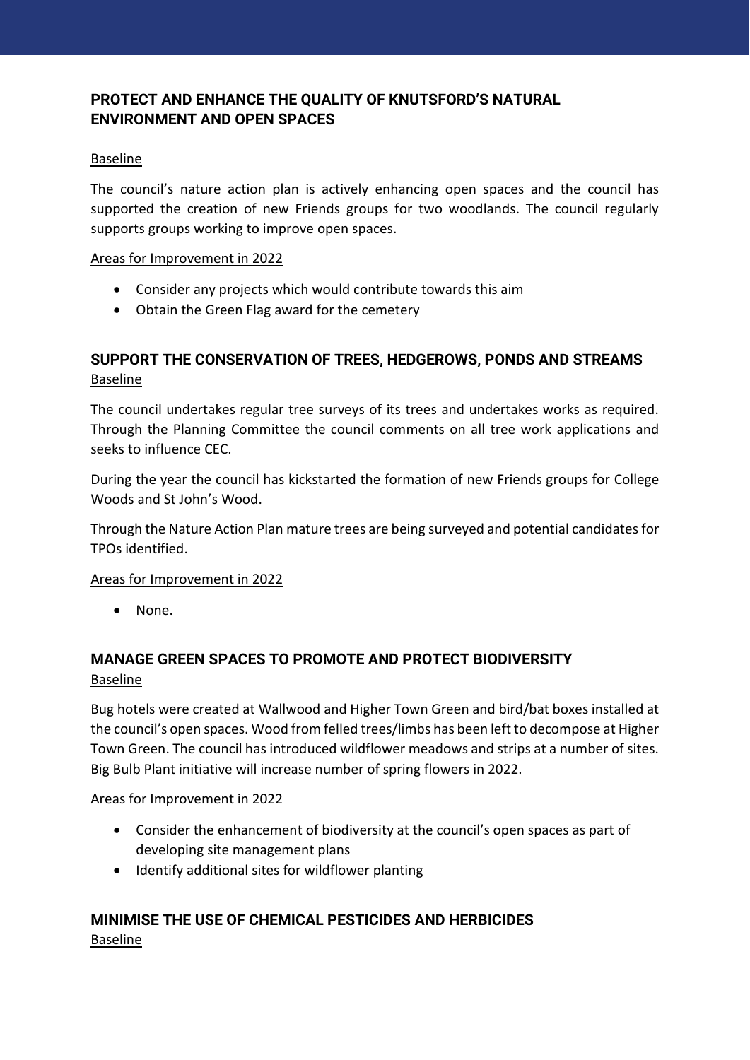## PROTECT AND ENHANCE THE QUALITY OF KNUTSFORD'S NATURAL ENVIRONMENT AND OPEN SPACES

Baseline

The council's nature action plan is actively enhancing open spaces and the council has supported the creation of new Friends groups for two woodlands. The council regularly supports groups working to improve open spaces.

Areas for Improvement in 2022

- Consider any projects which would contribute towards this aim
- Obtain the Green Flag award for the cemetery

## SUPPORT THE CONSERVATION OF TREES, HEDGEROWS, PONDS AND STREAMS

Baseline

The council undertakes regular tree surveys of its trees and undertakes works as required. Through the Planning Committee the council comments on all tree work applications and seeks to influence CEC.

During the year the council has kickstarted the formation of new Friends groups for College Woods and St John's Wood.

Through the Nature Action Plan mature trees are being surveyed and potential candidates for TPOs identified.

Areas for Improvement in 2022

- None.

## MANAGE GREEN SPACES TO PROMOTE AND PROTECT BIODIVERSITY

Baseline

Bug hotels were created at Wallwood and Higher Town Green and bird/bat boxes installed at the council's open spaces. Wood from felled trees/limbs has been left to decompose at Higher Town Green. The council has introduced wildflower meadows and strips at a number of sites. Big Bulb Plant initiative will increase number of spring flowers in 2022.

Areas for Improvement in 2022

- Consider the enhancement of biodiversity at the council's open spaces as part of developing site management plans
- Identify additional sites for wildflower planting

## MINIMISE THE USE OF CHEMICAL PESTICIDES AND HERBICIDES

Baseline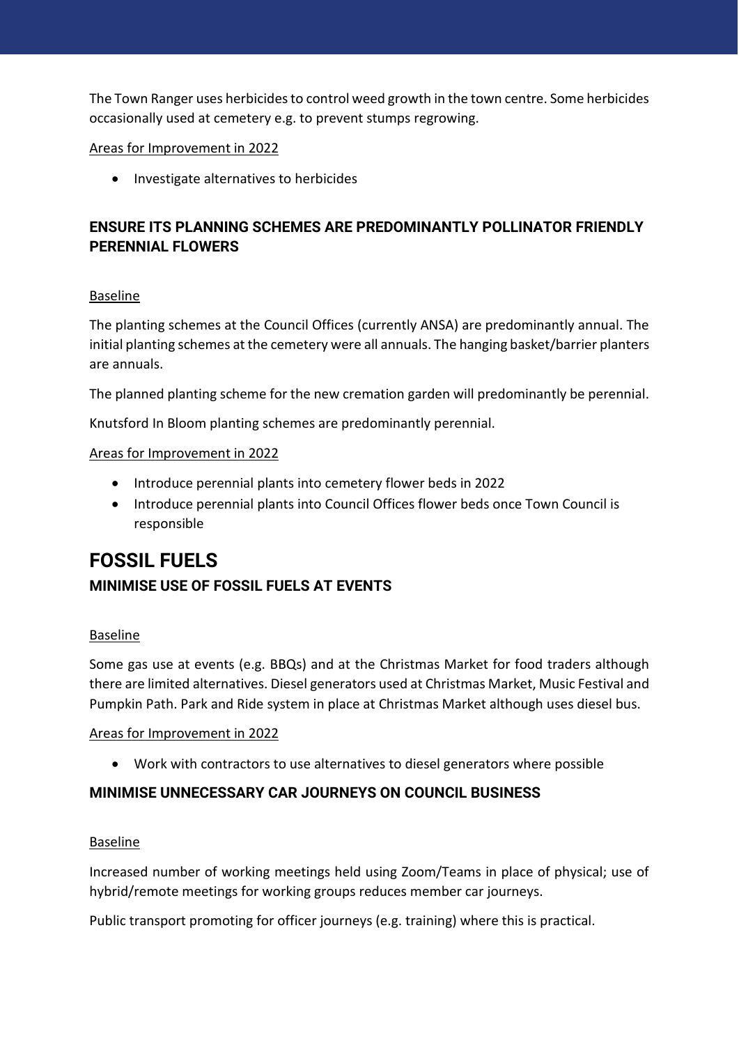The Town Ranger uses herbicides to control weed growth in the town centre. Some herbicides occasionally used at cemetery e.g. to prevent stumps regrowing.

Areas for Improvement in 2022

- Investigate alternatives to herbicides

### ENSURE ITS PLANNING SCHEMES ARE PREDOMINANTLY POLLINATOR FRIENDLY PERENNIAL FLOWERS

Baseline

The planting schemes at the Council Offices (currently ANSA) are predominantly annual. The initial planting schemes at the cemetery were all annuals. The hanging basket/barrier planters are annuals.

The planned planting scheme for the new cremation garden will predominantly be perennial.

Knutsford In Bloom planting schemes are predominantly perennial.

Areas for Improvement in 2022

- Introduce perennial plants into cemetery flower beds in 2022
- Introduce perennial plants into Council Offices flower beds once Town Council is responsible

## FOSSIL FUELS

### MINIMISE USE OF FOSSIL FUELS AT EVENTS

Baseline

Some gas use at events (e.g. BBQs) and at the Christmas Market for food traders although there are limited alternatives. Diesel generators used at Christmas Market, Music Festival and Pumpkin Path. Park and Ride system in place at Christmas Market although uses diesel bus.

Areas for Improvement in 2022

- Work with contractors to use alternatives to diesel generators where possible

### MINIMISE UNNECESSARY CAR JOURNEYS ON COUNCIL BUSINESS

Baseline

Increased number of working meetings held using Zoom/Teams in place of physical; use of hybrid/remote meetings for working groups reduces member car journeys.

Public transport promoting for officer journeys (e.g. training) where this is practical.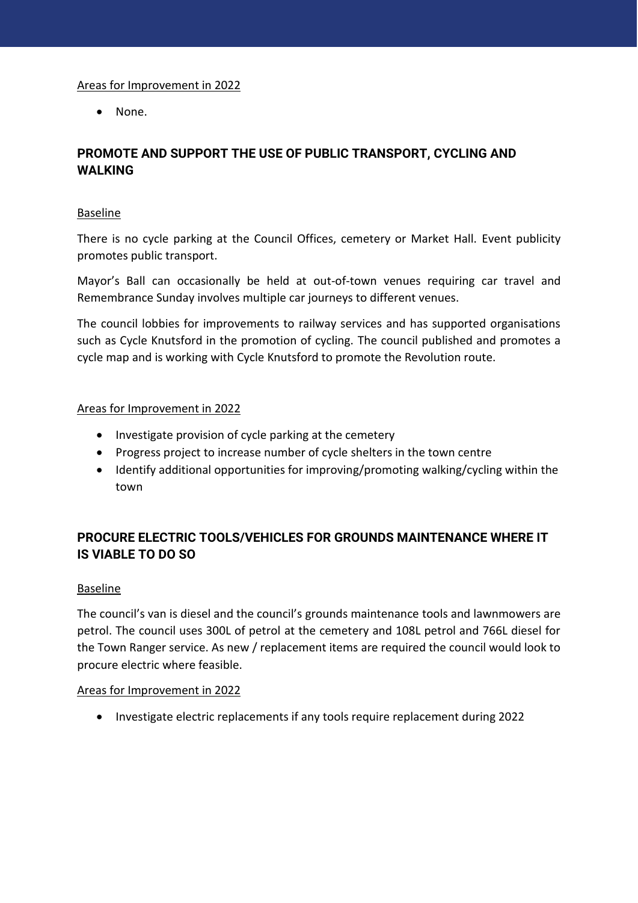Areas for Improvement in 2022

- None.

## PROMOTE AND SUPPORT THE USE OF PUBLIC TRANSPORT, CYCLING AND WALKING

Baseline

There is no cycle parking at the Council Offices, cemetery or Market Hall. Event publicity promotes public transport.

Mayor's Ball can occasionally be held at out-of-town venues requiring car travel and Remembrance Sunday involves multiple car journeys to different venues.

The council lobbies for improvements to railway services and has supported organisations such as Cycle Knutsford in the promotion of cycling. The council published and promotes a cycle map and is working with Cycle Knutsford to promote the Revolution route.

Areas for Improvement in 2022

- Investigate provision of cycle parking at the cemetery
- Progress project to increase number of cycle shelters in the town centre
- Identify additional opportunities for improving/promoting walking/cycling within the town

## PROCURE ELECTRIC TOOLS/VEHICLES FOR GROUNDS MAINTENANCE WHERE IT IS VIABLE TO DO SO

Baseline

The council's van is diesel and the council's grounds maintenance tools and lawnmowers are petrol. The council uses 300L of petrol at the cemetery and 108L petrol and 766L diesel for the Town Ranger service. As new / replacement items are required the council would look to procure electric where feasible.

Areas for Improvement in 2022

- Investigate electric replacements if any tools require replacement during 2022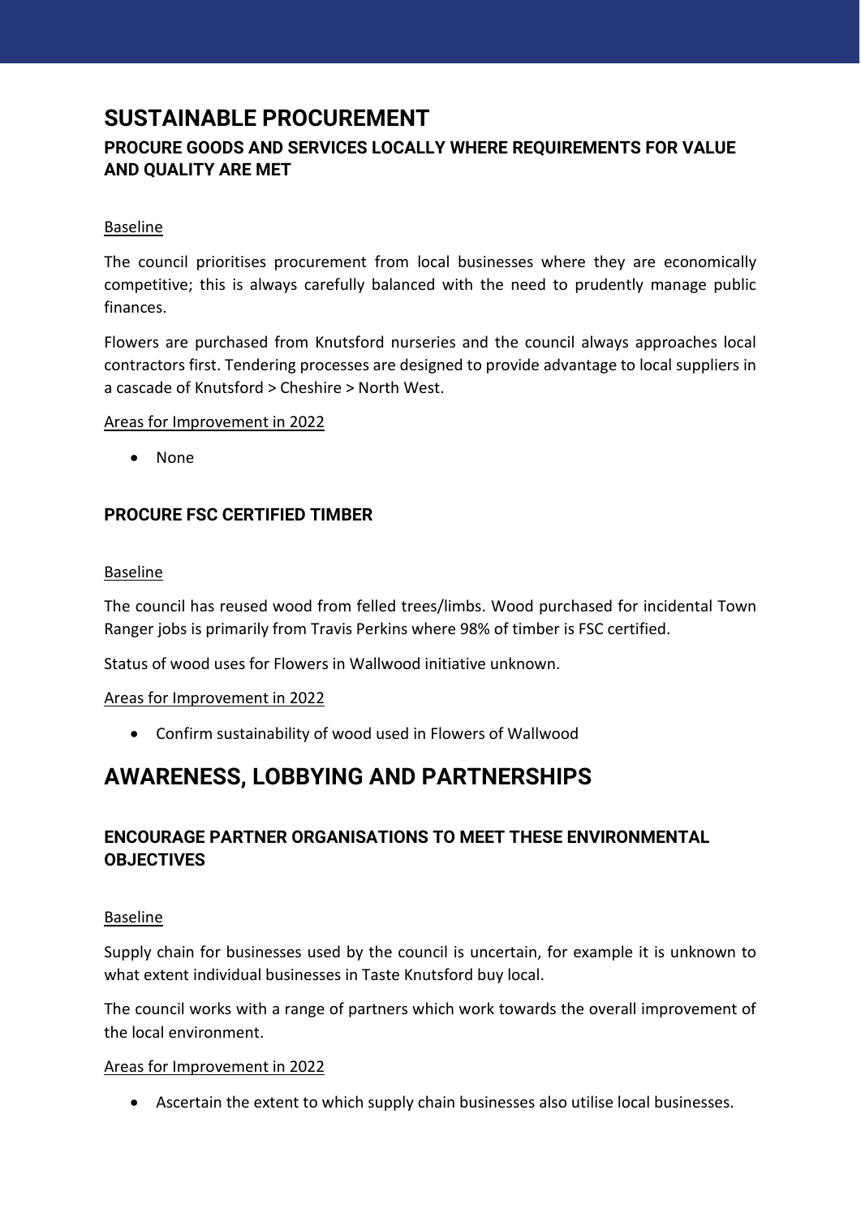# SUSTAINABLE PROCUREMENT

## PROCURE GOODS AND SERVICES LOCALLY WHERE REQUIREMENTS FOR VALUE AND QUALITY ARE MET

Baseline

The council prioritises procurement from local businesses where they are economically competitive; this is always carefully balanced with the need to prudently manage public finances.

Flowers are purchased from Knutsford nurseries and the council always approaches local contractors first. Tendering processes are designed to provide advantage to local suppliers in a cascade of Knutsford > Cheshire > North West.

Areas for Improvement in 2022

- None

## PROCURE FSC CERTIFIED TIMBER

Baseline

The council has reused wood from felled trees/limbs. Wood purchased for incidental Town Ranger jobs is primarily from Travis Perkins where 98% of timber is FSC certified.

Status of wood uses for Flowers in Wallwood initiative unknown.

Areas for Improvement in 2022

- Confirm sustainability of wood used in Flowers of Wallwood

# AWARENESS, LOBBYING AND PARTNERSHIPS

## ENCOURAGE PARTNER ORGANISATIONS TO MEET THESE ENVIRONMENTAL OBJECTIVES

Baseline

Supply chain for businesses used by the council is uncertain, for example it is unknown to what extent individual businesses in Taste Knutsford buy local.

The council works with a range of partners which work towards the overall improvement of the local environment.

Areas for Improvement in 2022

- Ascertain the extent to which supply chain businesses also utilise local businesses.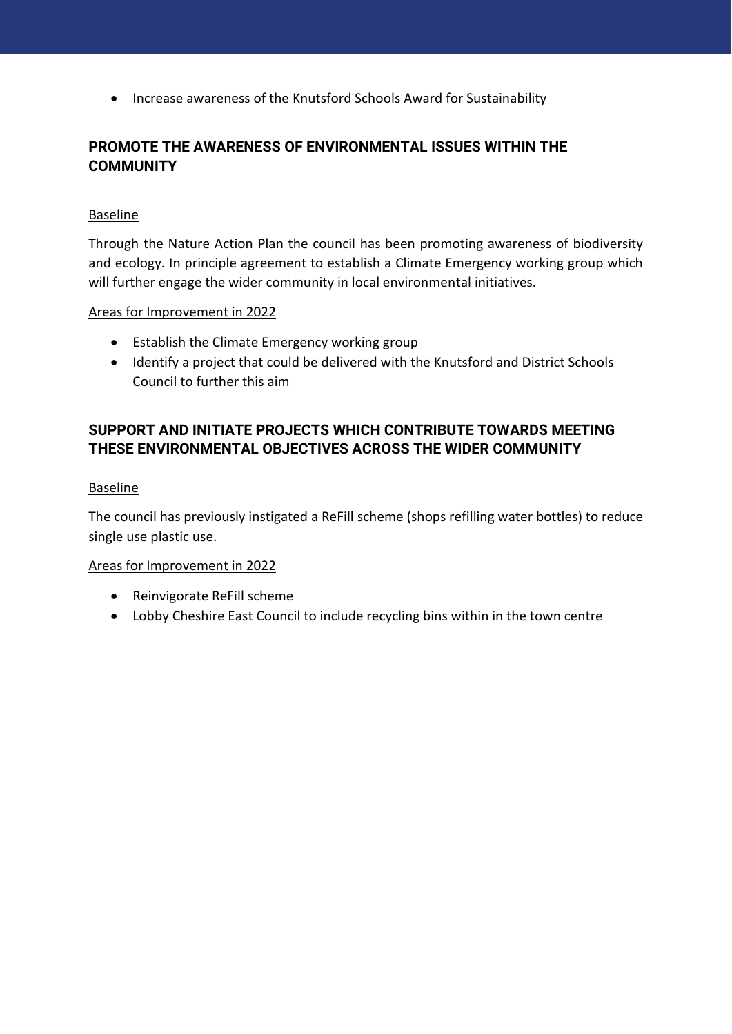- Increase awareness of the Knutsford Schools Award for Sustainability

## PROMOTE THE AWARENESS OF ENVIRONMENTAL ISSUES WITHIN THE COMMUNITY

Baseline

Through the Nature Action Plan the council has been promoting awareness of biodiversity and ecology. In principle agreement to establish a Climate Emergency working group which will further engage the wider community in local environmental initiatives.

Areas for Improvement in 2022

- Establish the Climate Emergency working group
- Identify a project that could be delivered with the Knutsford and District Schools Council to further this aim

## SUPPORT AND INITIATE PROJECTS WHICH CONTRIBUTE TOWARDS MEETING THESE ENVIRONMENTAL OBJECTIVES ACROSS THE WIDER COMMUNITY

Baseline

The council has previously instigated a ReFill scheme (shops refilling water bottles) to reduce single use plastic use.

Areas for Improvement in 2022

- Reinvigorate ReFill scheme
- Lobby Cheshire East Council to include recycling bins within in the town centre